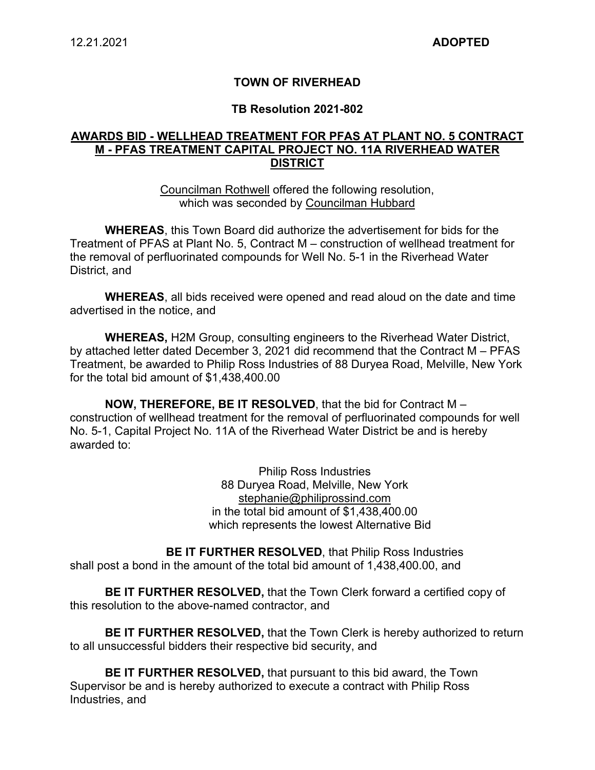12.21.2021 **ADOPTED**

**TOWN OF RIVERHEAD**

**TB Resolution 2021-802**

**AWARDS BID - WELLHEAD TREATMENT FOR PFAS AT PLANT NO. 5 CONTRACT M - PFAS TREATMENT CAPITAL PROJECT NO. 11A RIVERHEAD WATER DISTRICT**

Councilman Rothwell offered the following resolution, which was seconded by Councilman Hubbard

**WHEREAS**, this Town Board did authorize the advertisement for bids for the Treatment of PFAS at Plant No. 5, Contract M – construction of wellhead treatment for the removal of perfluorinated compounds for Well No. 5-1 in the Riverhead Water District, and

**WHEREAS**, all bids received were opened and read aloud on the date and time advertised in the notice, and

**WHEREAS,** H2M Group, consulting engineers to the Riverhead Water District, by attached letter dated December 3, 2021 did recommend that the Contract M – PFAS Treatment, be awarded to Philip Ross Industries of 88 Duryea Road, Melville, New York for the total bid amount of $1,438,400.00

**NOW, THEREFORE, BE IT RESOLVED**, that the bid for Contract M – construction of wellhead treatment for the removal of perfluorinated compounds for well No. 5-1, Capital Project No. 11A of the Riverhead Water District be and is hereby awarded to:

Philip Ross Industries
88 Duryea Road, Melville, New York
stephanie@philiprossind.com
in the total bid amount of $1,438,400.00
which represents the lowest Alternative Bid

**BE IT FURTHER RESOLVED**, that Philip Ross Industries shall post a bond in the amount of the total bid amount of 1,438,400.00, and

**BE IT FURTHER RESOLVED,** that the Town Clerk forward a certified copy of this resolution to the above-named contractor, and

**BE IT FURTHER RESOLVED,** that the Town Clerk is hereby authorized to return to all unsuccessful bidders their respective bid security, and

**BE IT FURTHER RESOLVED,** that pursuant to this bid award, the Town Supervisor be and is hereby authorized to execute a contract with Philip Ross Industries, and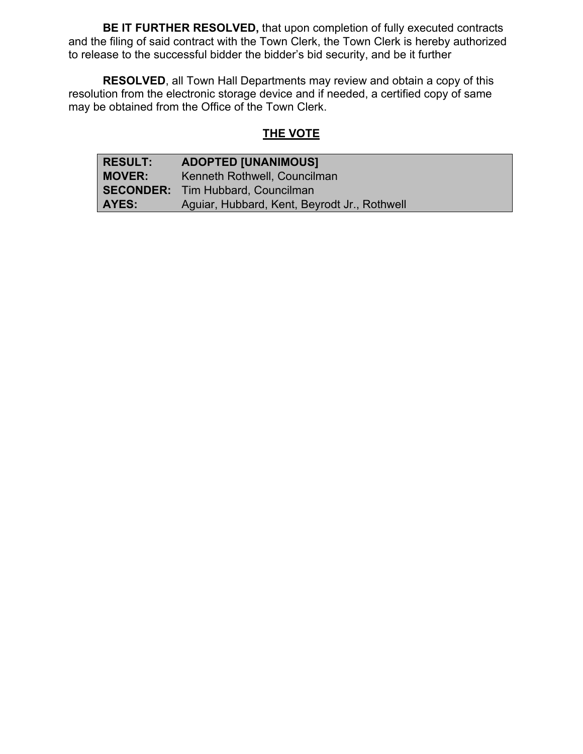**BE IT FURTHER RESOLVED,** that upon completion of fully executed contracts and the filing of said contract with the Town Clerk, the Town Clerk is hereby authorized to release to the successful bidder the bidder's bid security, and be it further

**RESOLVED**, all Town Hall Departments may review and obtain a copy of this resolution from the electronic storage device and if needed, a certified copy of same may be obtained from the Office of the Town Clerk.

## THE VOTE

| | |
|---|---|
| **RESULT:** | **ADOPTED [UNANIMOUS]** |
| **MOVER:** | Kenneth Rothwell, Councilman |
| **SECONDER:** | Tim Hubbard, Councilman |
| **AYES:** | Aguiar, Hubbard, Kent, Beyrodt Jr., Rothwell |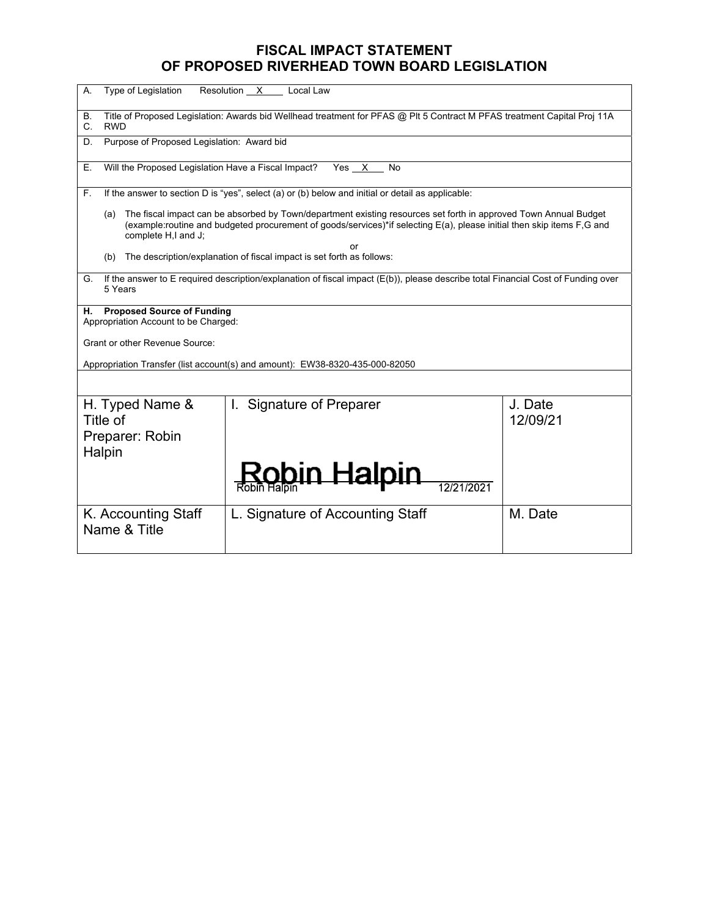# FISCAL IMPACT STATEMENT
# OF PROPOSED RIVERHEAD TOWN BOARD LEGISLATION

A. Type of Legislation   Resolution \_\_X\_\_   Local Law

B. Title of Proposed Legislation: Awards bid Wellhead treatment for PFAS @ Plt 5 Contract M PFAS treatment Capital Proj 11A
C. RWD

D. Purpose of Proposed Legislation: Award bid

E. Will the Proposed Legislation Have a Fiscal Impact?   Yes \_\_X\_\_   No

F. If the answer to section D is "yes", select (a) or (b) below and initial or detail as applicable:

(a) The fiscal impact can be absorbed by Town/department existing resources set forth in approved Town Annual Budget (example:routine and budgeted procurement of goods/services)*if selecting E(a), please initial then skip items F,G and complete H,I and J;

or

(b) The description/explanation of fiscal impact is set forth as follows:

G. If the answer to E required description/explanation of fiscal impact (E(b)), please describe total Financial Cost of Funding over 5 Years

**H. Proposed Source of Funding**
Appropriation Account to be Charged:

Grant or other Revenue Source:

Appropriation Transfer (list account(s) and amount): EW38-8320-435-000-82050

| | | |
|---|---|---|
| H. Typed Name & Title of Preparer: Robin Halpin | I. Signature of Preparer<br>Robin Halpin<br>Robin Halpin 12/21/2021 | J. Date<br>12/09/21 |
| K. Accounting Staff Name & Title | L. Signature of Accounting Staff | M. Date |